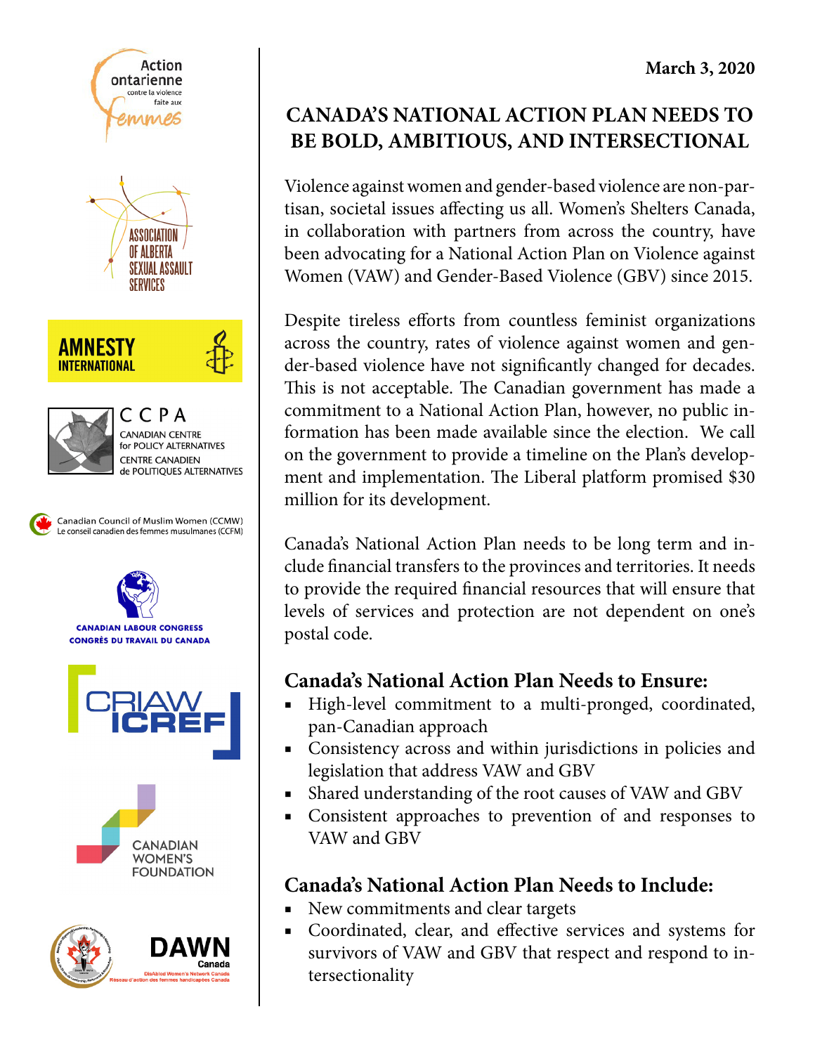March 3, 2020

# CANADA'S NATIONAL ACTION PLAN NEEDS TO BE BOLD, AMBITIOUS, AND INTERSECTIONAL

Violence against women and gender-based violence are non-partisan, societal issues affecting us all. Women's Shelters Canada, in collaboration with partners from across the country, have been advocating for a National Action Plan on Violence against Women (VAW) and Gender-Based Violence (GBV) since 2015.

Despite tireless efforts from countless feminist organizations across the country, rates of violence against women and gender-based violence have not significantly changed for decades. This is not acceptable. The Canadian government has made a commitment to a National Action Plan, however, no public information has been made available since the election. We call on the government to provide a timeline on the Plan's development and implementation. The Liberal platform promised $30 million for its development.

Canada's National Action Plan needs to be long term and include financial transfers to the provinces and territories. It needs to provide the required financial resources that will ensure that levels of services and protection are not dependent on one's postal code.

## Canada's National Action Plan Needs to Ensure:

- High-level commitment to a multi-pronged, coordinated, pan-Canadian approach
- Consistency across and within jurisdictions in policies and legislation that address VAW and GBV
- Shared understanding of the root causes of VAW and GBV
- Consistent approaches to prevention of and responses to VAW and GBV

## Canada's National Action Plan Needs to Include:

- New commitments and clear targets
- Coordinated, clear, and effective services and systems for survivors of VAW and GBV that respect and respond to intersectionality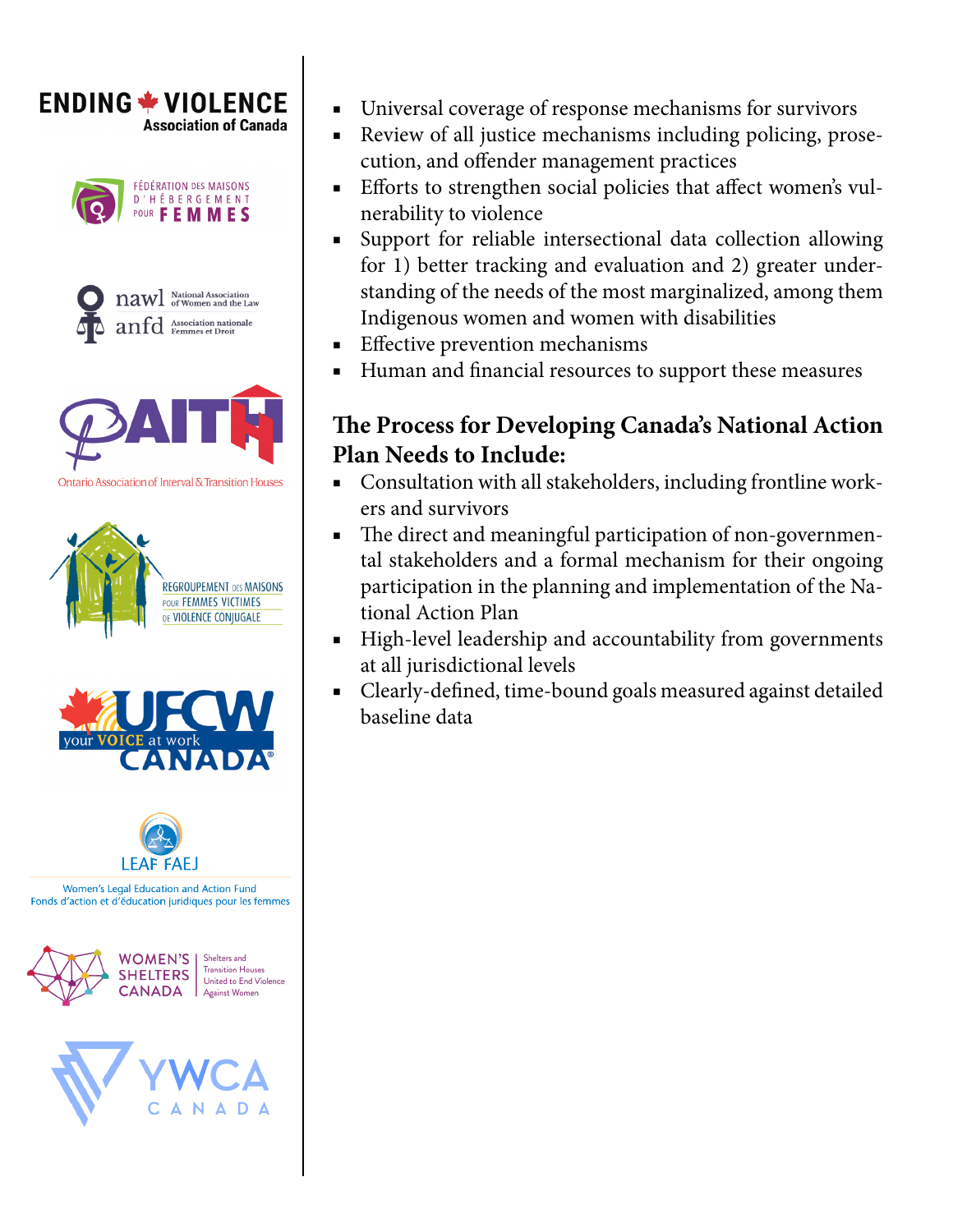- Universal coverage of response mechanisms for survivors
- Review of all justice mechanisms including policing, prosecution, and offender management practices
- Efforts to strengthen social policies that affect women's vulnerability to violence
- Support for reliable intersectional data collection allowing for 1) better tracking and evaluation and 2) greater understanding of the needs of the most marginalized, among them Indigenous women and women with disabilities
- Effective prevention mechanisms
- Human and financial resources to support these measures

## The Process for Developing Canada's National Action Plan Needs to Include:

- Consultation with all stakeholders, including frontline workers and survivors
- The direct and meaningful participation of non-governmental stakeholders and a formal mechanism for their ongoing participation in the planning and implementation of the National Action Plan
- High-level leadership and accountability from governments at all jurisdictional levels
- Clearly-defined, time-bound goals measured against detailed baseline data

ENDING VIOLENCE Association of Canada

FÉDÉRATION DES MAISONS D'HÉBERGEMENT POUR FEMMES

nawl National Association of Women and the Law
anfd Association nationale Femmes et Droit

OAITH
Ontario Association of Interval & Transition Houses

REGROUPEMENT DES MAISONS POUR FEMMES VICTIMES DE VIOLENCE CONJUGALE

UFCW CANADA your VOICE at work

LEAF FAEJ
Women's Legal Education and Action Fund
Fonds d'action et d'éducation juridiques pour les femmes

WOMEN'S SHELTERS CANADA
Shelters and Transition Houses United to End Violence Against Women

YWCA CANADA